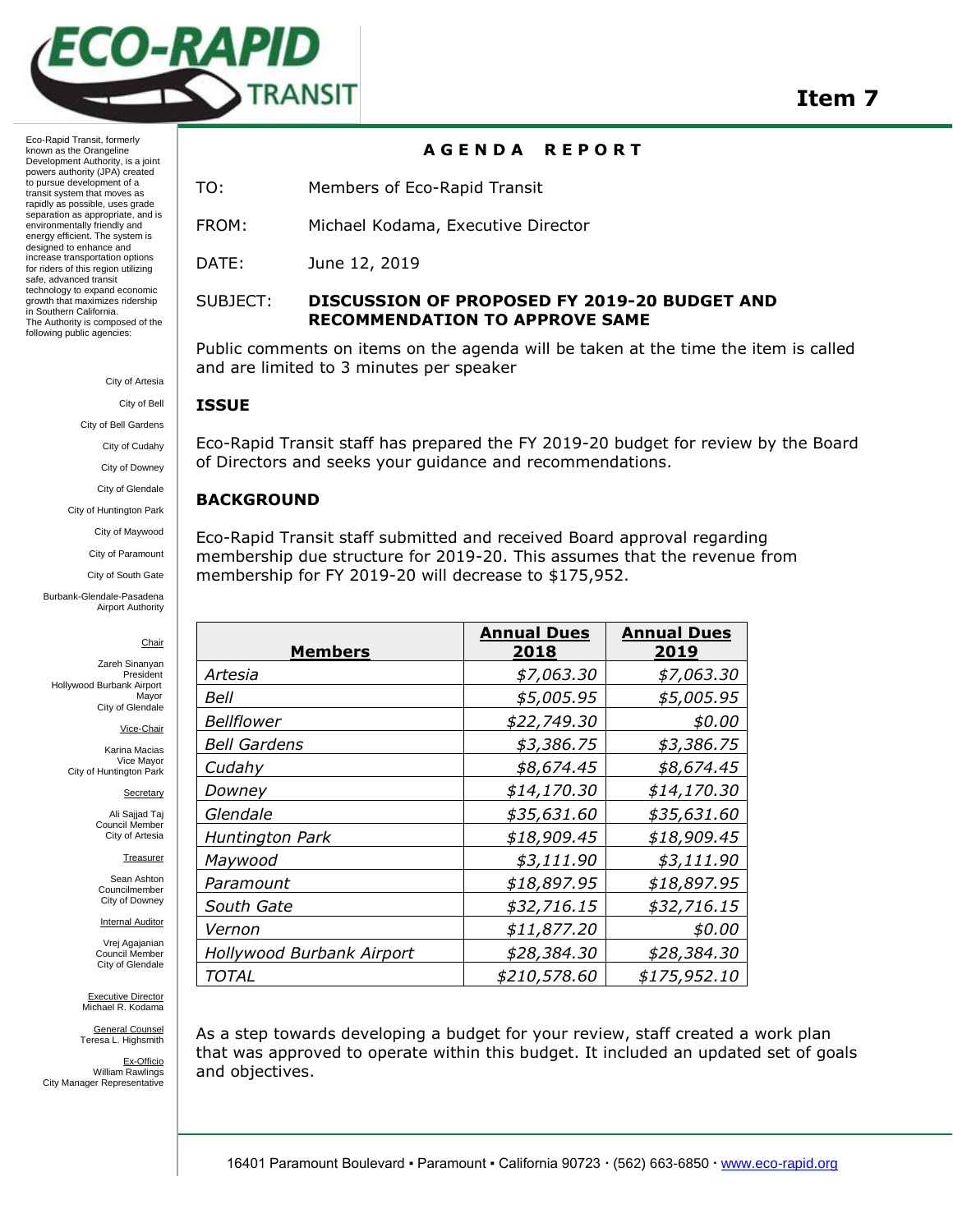# Item 7

Eco-Rapid Transit, formerly known as the Orangeline Development Authority, is a joint powers authority (JPA) created to pursue development of a transit system that moves as rapidly as possible, uses grade separation as appropriate, and is environmentally friendly and energy efficient. The system is designed to enhance and increase transportation options for riders of this region utilizing safe, advanced transit technology to expand economic growth that maximizes ridership in Southern California.
The Authority is composed of the following public agencies:

City of Artesia
City of Bell
City of Bell Gardens
City of Cudahy
City of Downey
City of Glendale
City of Huntington Park
City of Maywood
City of Paramount
City of South Gate
Burbank-Glendale-Pasadena Airport Authority

Chair
Zareh Sinanyan
President
Hollywood Burbank Airport
Mayor
City of Glendale

Vice-Chair
Karina Macias
Vice Mayor
City of Huntington Park

Secretary
Ali Sajjad Taj
Council Member
City of Artesia

Treasurer
Sean Ashton
Councilmember
City of Downey

Internal Auditor
Vrej Agajanian
Council Member
City of Glendale

Executive Director
Michael R. Kodama

General Counsel
Teresa L. Highsmith

Ex-Officio
William Rawlings
City Manager Representative

## AGENDA REPORT

TO: Members of Eco-Rapid Transit

FROM: Michael Kodama, Executive Director

DATE: June 12, 2019

SUBJECT: **DISCUSSION OF PROPOSED FY 2019-20 BUDGET AND RECOMMENDATION TO APPROVE SAME**

Public comments on items on the agenda will be taken at the time the item is called and are limited to 3 minutes per speaker

### ISSUE

Eco-Rapid Transit staff has prepared the FY 2019-20 budget for review by the Board of Directors and seeks your guidance and recommendations.

### BACKGROUND

Eco-Rapid Transit staff submitted and received Board approval regarding membership due structure for 2019-20. This assumes that the revenue from membership for FY 2019-20 will decrease to $175,952.

| Members | Annual Dues 2018 | Annual Dues 2019 |
|---|---|---|
| *Artesia* | *$7,063.30* | *$7,063.30* |
| *Bell* | *$5,005.95* | *$5,005.95* |
| *Bellflower* | *$22,749.30* | *$0.00* |
| *Bell Gardens* | *$3,386.75* | *$3,386.75* |
| *Cudahy* | *$8,674.45* | *$8,674.45* |
| *Downey* | *$14,170.30* | *$14,170.30* |
| *Glendale* | *$35,631.60* | *$35,631.60* |
| *Huntington Park* | *$18,909.45* | *$18,909.45* |
| *Maywood* | *$3,111.90* | *$3,111.90* |
| *Paramount* | *$18,897.95* | *$18,897.95* |
| *South Gate* | *$32,716.15* | *$32,716.15* |
| *Vernon* | *$11,877.20* | *$0.00* |
| *Hollywood Burbank Airport* | *$28,384.30* | *$28,384.30* |
| *TOTAL* | *$210,578.60* | *$175,952.10* |

As a step towards developing a budget for your review, staff created a work plan that was approved to operate within this budget. It included an updated set of goals and objectives.

16401 Paramount Boulevard ▪ Paramount ▪ California 90723 · (562) 663-6850 · www.eco-rapid.org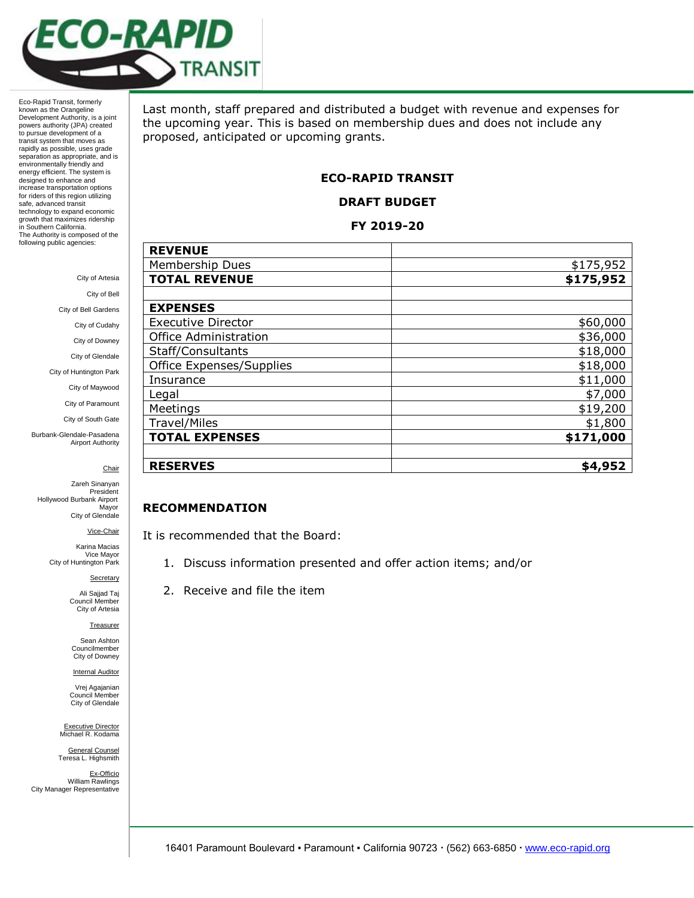Eco-Rapid Transit, formerly known as the Orangeline Development Authority, is a joint powers authority (JPA) created to pursue development of a transit system that moves as rapidly as possible, uses grade separation as appropriate, and is environmentally friendly and energy efficient. The system is designed to enhance and increase transportation options for riders of this region utilizing safe, advanced transit technology to expand economic growth that maximizes ridership in Southern California. The Authority is composed of the following public agencies:

City of Artesia
City of Bell
City of Bell Gardens
City of Cudahy
City of Downey
City of Glendale
City of Huntington Park
City of Maywood
City of Paramount
City of South Gate
Burbank-Glendale-Pasadena Airport Authority

Chair
Zareh Sinanyan
President
Hollywood Burbank Airport
Mayor
City of Glendale

Vice-Chair
Karina Macias
Vice Mayor
City of Huntington Park

Secretary
Ali Sajjad Taj
Council Member
City of Artesia

Treasurer
Sean Ashton
Councilmember
City of Downey

Internal Auditor
Vrej Agajanian
Council Member
City of Glendale

Executive Director
Michael R. Kodama

General Counsel
Teresa L. Highsmith

Ex-Officio
William Rawlings
City Manager Representative

Last month, staff prepared and distributed a budget with revenue and expenses for the upcoming year. This is based on membership dues and does not include any proposed, anticipated or upcoming grants.

**ECO-RAPID TRANSIT**

**DRAFT BUDGET**

**FY 2019-20**

| | |
|---|---|
| **REVENUE** | |
| Membership Dues | $175,952 |
| **TOTAL REVENUE** | **$175,952** |
| | |
| **EXPENSES** | |
| Executive Director | $60,000 |
| Office Administration | $36,000 |
| Staff/Consultants | $18,000 |
| Office Expenses/Supplies | $18,000 |
| Insurance | $11,000 |
| Legal | $7,000 |
| Meetings | $19,200 |
| Travel/Miles | $1,800 |
| **TOTAL EXPENSES** | **$171,000** |
| | |
| **RESERVES** | **$4,952** |

## RECOMMENDATION

It is recommended that the Board:

1. Discuss information presented and offer action items; and/or
2. Receive and file the item

16401 Paramount Boulevard ▪ Paramount ▪ California 90723 · (562) 663-6850 · www.eco-rapid.org